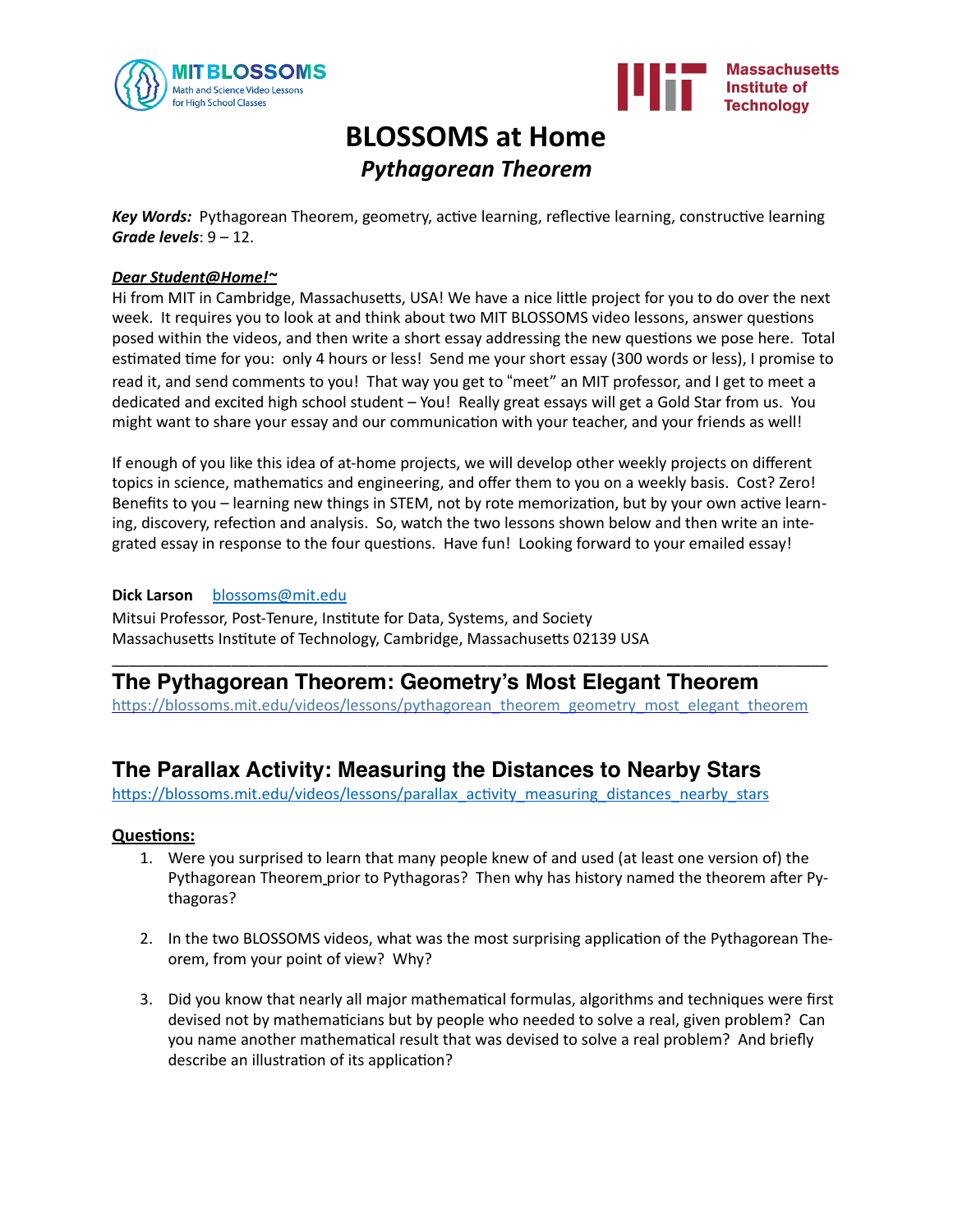MIT BLOSSOMS
Math and Science Video Lessons for High School Classes

Massachusetts Institute of Technology

# BLOSSOMS at Home

## *Pythagorean Theorem*

***Key Words:*** Pythagorean Theorem, geometry, active learning, reflective learning, constructive learning
***Grade levels***: 9 – 12.

***Dear Student@Home!~***
Hi from MIT in Cambridge, Massachusetts, USA! We have a nice little project for you to do over the next week. It requires you to look at and think about two MIT BLOSSOMS video lessons, answer questions posed within the videos, and then write a short essay addressing the new questions we pose here. Total estimated time for you: only 4 hours or less! Send me your short essay (300 words or less), I promise to read it, and send comments to you! That way you get to "meet" an MIT professor, and I get to meet a dedicated and excited high school student – You! Really great essays will get a Gold Star from us. You might want to share your essay and our communication with your teacher, and your friends as well!

If enough of you like this idea of at-home projects, we will develop other weekly projects on different topics in science, mathematics and engineering, and offer them to you on a weekly basis. Cost? Zero! Benefits to you – learning new things in STEM, not by rote memorization, but by your own active learning, discovery, refection and analysis. So, watch the two lessons shown below and then write an integrated essay in response to the four questions. Have fun! Looking forward to your emailed essay!

**Dick Larson** blossoms@mit.edu
Mitsui Professor, Post-Tenure, Institute for Data, Systems, and Society
Massachusetts Institute of Technology, Cambridge, Massachusetts 02139 USA

---

## The Pythagorean Theorem: Geometry's Most Elegant Theorem

https://blossoms.mit.edu/videos/lessons/pythagorean_theorem_geometry_most_elegant_theorem

## The Parallax Activity: Measuring the Distances to Nearby Stars

https://blossoms.mit.edu/videos/lessons/parallax_activity_measuring_distances_nearby_stars

**Questions:**

1. Were you surprised to learn that many people knew of and used (at least one version of) the Pythagorean Theorem prior to Pythagoras? Then why has history named the theorem after Pythagoras?

2. In the two BLOSSOMS videos, what was the most surprising application of the Pythagorean Theorem, from your point of view? Why?

3. Did you know that nearly all major mathematical formulas, algorithms and techniques were first devised not by mathematicians but by people who needed to solve a real, given problem? Can you name another mathematical result that was devised to solve a real problem? And briefly describe an illustration of its application?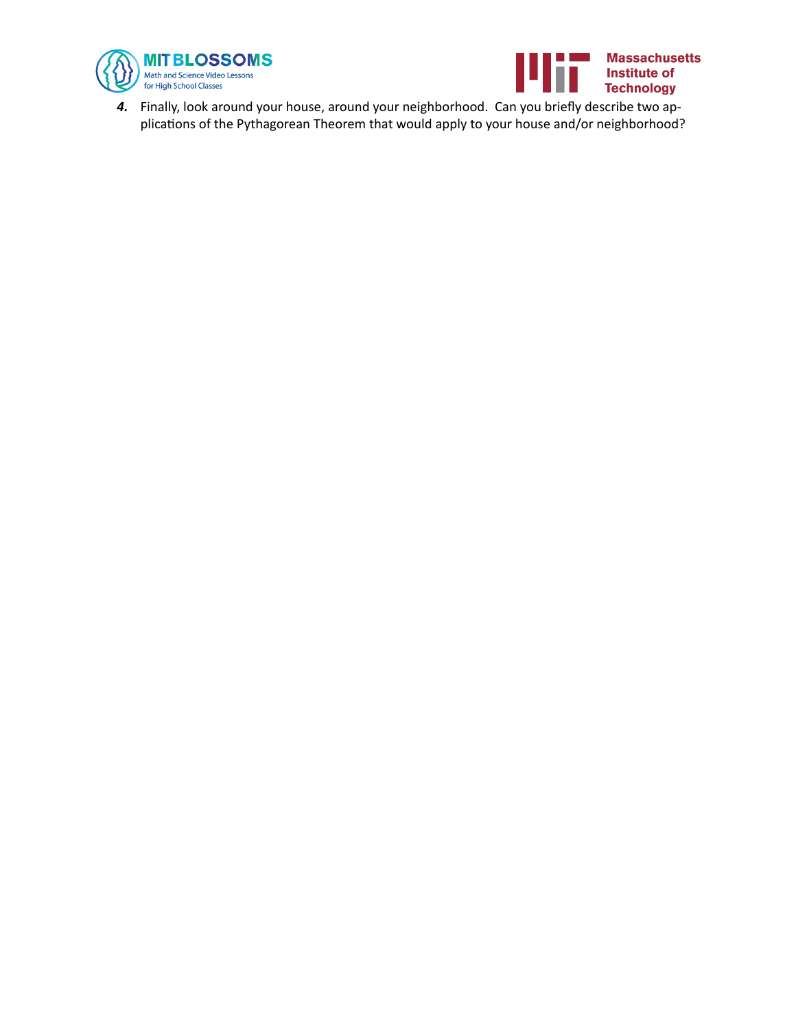4. Finally, look around your house, around your neighborhood. Can you briefly describe two applications of the Pythagorean Theorem that would apply to your house and/or neighborhood?